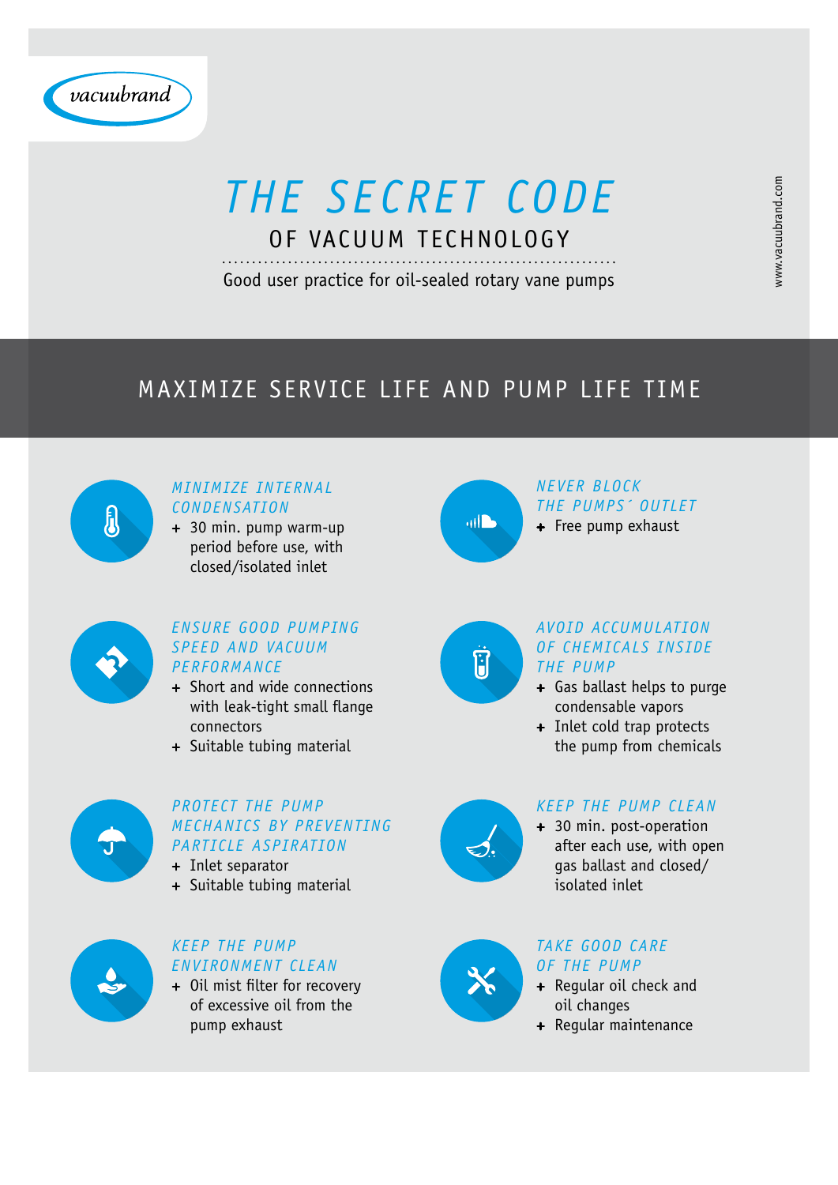vacuubrand

# THE SECRET CODE

## OF VACUUM TECHNOLOGY

Good user practice for oil-sealed rotary vane pumps

www.vacuubrand.com

## MAXIMIZE SERVICE LIFE AND PUMP LIFE TIME

### *MINIMIZE INTERNAL CONDENSATION*

+ 30 min. pump warm-up period before use, with closed/isolated inlet

### *ENSURE GOOD PUMPING SPEED AND VACUUM PERFORMANCE*

+ Short and wide connections with leak-tight small flange connectors
+ Suitable tubing material

### *PROTECT THE PUMP MECHANICS BY PREVENTING PARTICLE ASPIRATION*

+ Inlet separator
+ Suitable tubing material

### *KEEP THE PUMP ENVIRONMENT CLEAN*

+ Oil mist filter for recovery of excessive oil from the pump exhaust

### *NEVER BLOCK THE PUMPS´ OUTLET*

+ Free pump exhaust

### *AVOID ACCUMULATION OF CHEMICALS INSIDE THE PUMP*

+ Gas ballast helps to purge condensable vapors
+ Inlet cold trap protects the pump from chemicals

### *KEEP THE PUMP CLEAN*

+ 30 min. post-operation after each use, with open gas ballast and closed/ isolated inlet

### *TAKE GOOD CARE OF THE PUMP*

+ Regular oil check and oil changes
+ Regular maintenance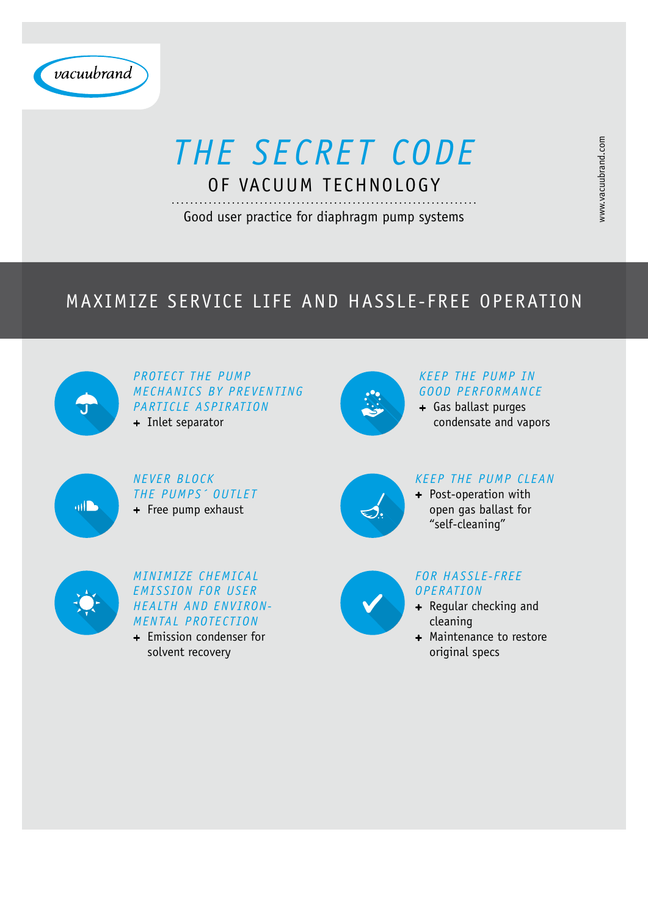vacuubrand

# THE SECRET CODE

## OF VACUUM TECHNOLOGY

Good user practice for diaphragm pump systems

www.vacuubrand.com

## MAXIMIZE SERVICE LIFE AND HASSLE-FREE OPERATION

### *PROTECT THE PUMP MECHANICS BY PREVENTING PARTICLE ASPIRATION*

+ Inlet separator

### *NEVER BLOCK THE PUMPS´ OUTLET*

+ Free pump exhaust

### *MINIMIZE CHEMICAL EMISSION FOR USER HEALTH AND ENVIRONMENTAL PROTECTION*

+ Emission condenser for solvent recovery

### *KEEP THE PUMP IN GOOD PERFORMANCE*

+ Gas ballast purges condensate and vapors

### *KEEP THE PUMP CLEAN*

+ Post-operation with open gas ballast for "self-cleaning"

### *FOR HASSLE-FREE OPERATION*

+ Regular checking and cleaning
+ Maintenance to restore original specs